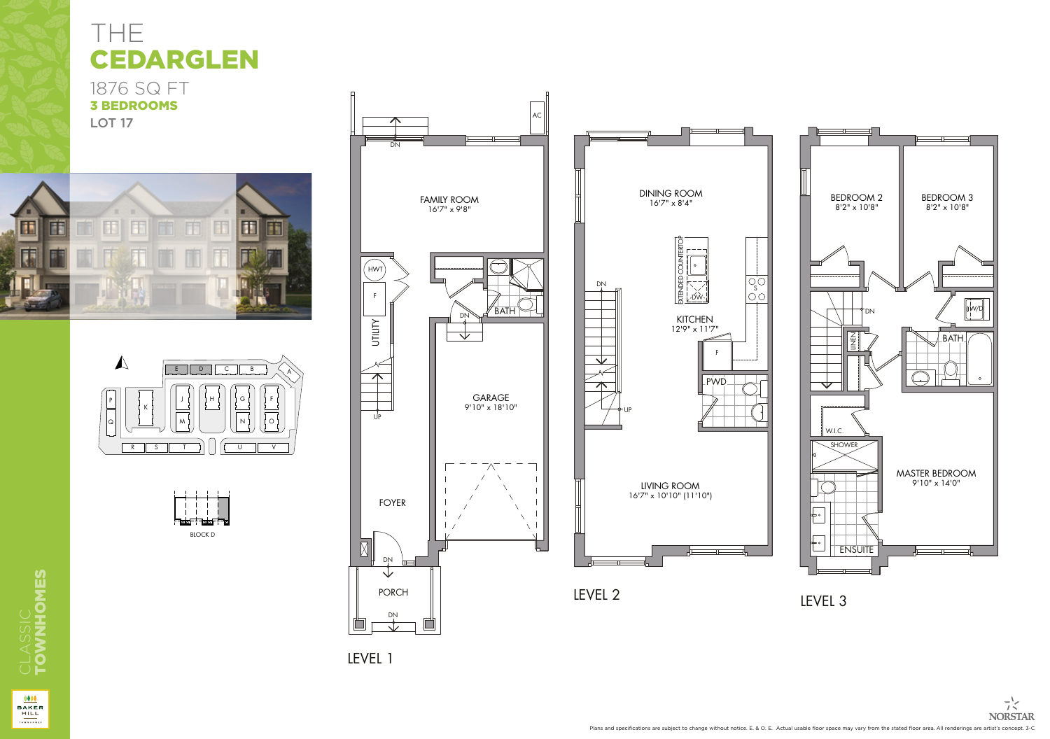# THE CEDARGLEN

1876 SQ FT

**3 BEDROOMS**

**LOT 17**

BLOCK D

## LEVEL 1

- FAMILY ROOM 16'7" x 9'8"
- UTILITY
- HWT
- F
- BATH
- GARAGE 9'10" x 18'10"
- FOYER
- PORCH
- AC
- UP
- DN

## LEVEL 2

- DINING ROOM 16'7" x 8'4"
- KITCHEN 12'9" x 11'7"
- EXTENDED COUNTERTOP
- DW
- S
- F
- PWD
- LIVING ROOM 16'7" x 10'10" (11'10")
- UP
- DN

## LEVEL 3

- BEDROOM 2 8'2" x 10'8"
- BEDROOM 3 8'2" x 10'8"
- W/D
- LINEN
- BATH
- W.I.C.
- SHOWER
- ENSUITE
- MASTER BEDROOM 9'10" x 14'0"
- DN

CLASSIC **TOWNHOMES**

BAKER HILL

NORSTAR

Plans and specifications are subject to change without notice. E. & O. E. Actual usable floor space may vary from the stated floor area. All renderings are artist's concept. 3-C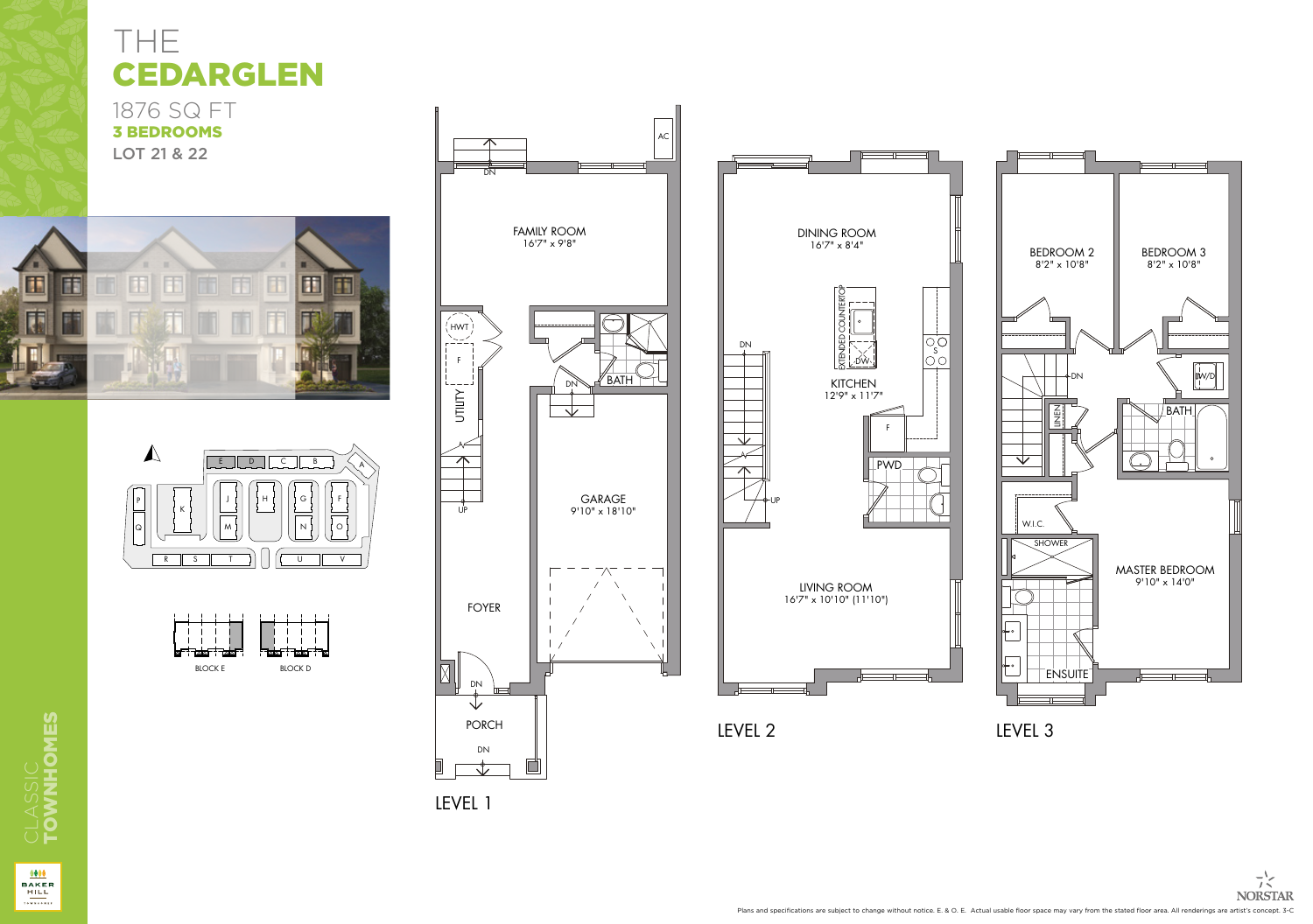# THE CEDARGLEN

1876 SQ FT

**3 BEDROOMS**

**LOT 21 & 22**

BLOCK E

BLOCK D

LEVEL 1

FAMILY ROOM
16'7" x 9'8"

HWT

F

UTILITY

BATH

DN

UP

GARAGE
9'10" x 18'10"

FOYER

PORCH

AC

LEVEL 2

DINING ROOM
16'7" x 8'4"

EXTENDED COUNTERTOP

DW

S

KITCHEN
12'9" x 11'7"

F

PWD

DN

UP

LIVING ROOM
16'7" x 10'10" (11'10")

LEVEL 3

BEDROOM 2
8'2" x 10'8"

BEDROOM 3
8'2" x 10'8"

DN

W/D

LINEN

BATH

W.I.C.

SHOWER

MASTER BEDROOM
9'10" x 14'0"

ENSUITE

CLASSIC **TOWNHOMES**

BAKER HILL

NORSTAR

Plans and specifications are subject to change without notice. E. & O. E. Actual usable floor space may vary from the stated floor area. All renderings are artist's concept. 3-C